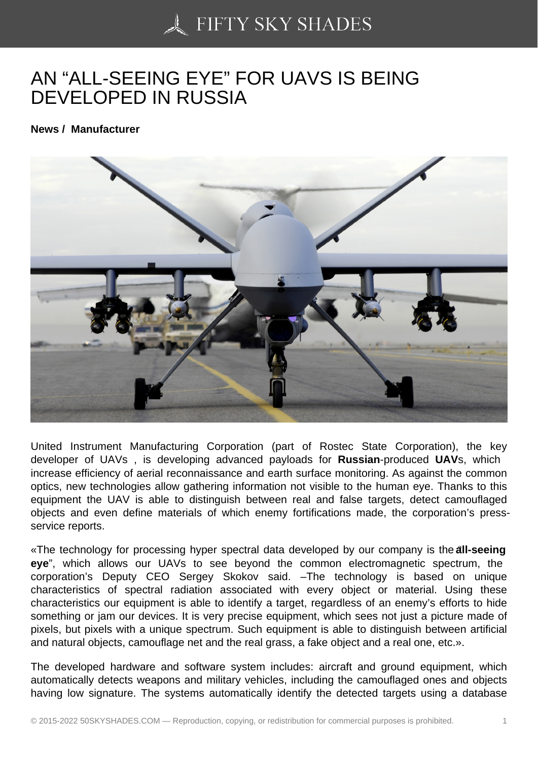# AN "ALL-SEEING EYE" FOR UAVS IS BEING DEVELOPED IN RUSSIA

**News / Manufacturer**

United Instrument Manufacturing Corporation (part of Rostec State Corporation), the key developer of UAVs , is developing advanced payloads for **Russian**-produced **UAV**s, which increase efficiency of aerial reconnaissance and earth surface monitoring. As against the common optics, new technologies allow gathering information not visible to the human eye. Thanks to this equipment the UAV is able to distinguish between real and false targets, detect camouflaged objects and even define materials of which enemy fortifications made, the corporation's press-service reports.

«The technology for processing hyper spectral data developed by our company is the "**all-seeing eye**", which allows our UAVs to see beyond the common electromagnetic spectrum, the corporation's Deputy CEO Sergey Skokov said. –The technology is based on unique characteristics of spectral radiation associated with every object or material. Using these characteristics our equipment is able to identify a target, regardless of an enemy's efforts to hide something or jam our devices. It is very precise equipment, which sees not just a picture made of pixels, but pixels with a unique spectrum. Such equipment is able to distinguish between artificial and natural objects, camouflage net and the real grass, a fake object and a real one, etc.».

The developed hardware and software system includes: aircraft and ground equipment, which automatically detects weapons and military vehicles, including the camouflaged ones and objects having low signature. The systems automatically identify the detected targets using a database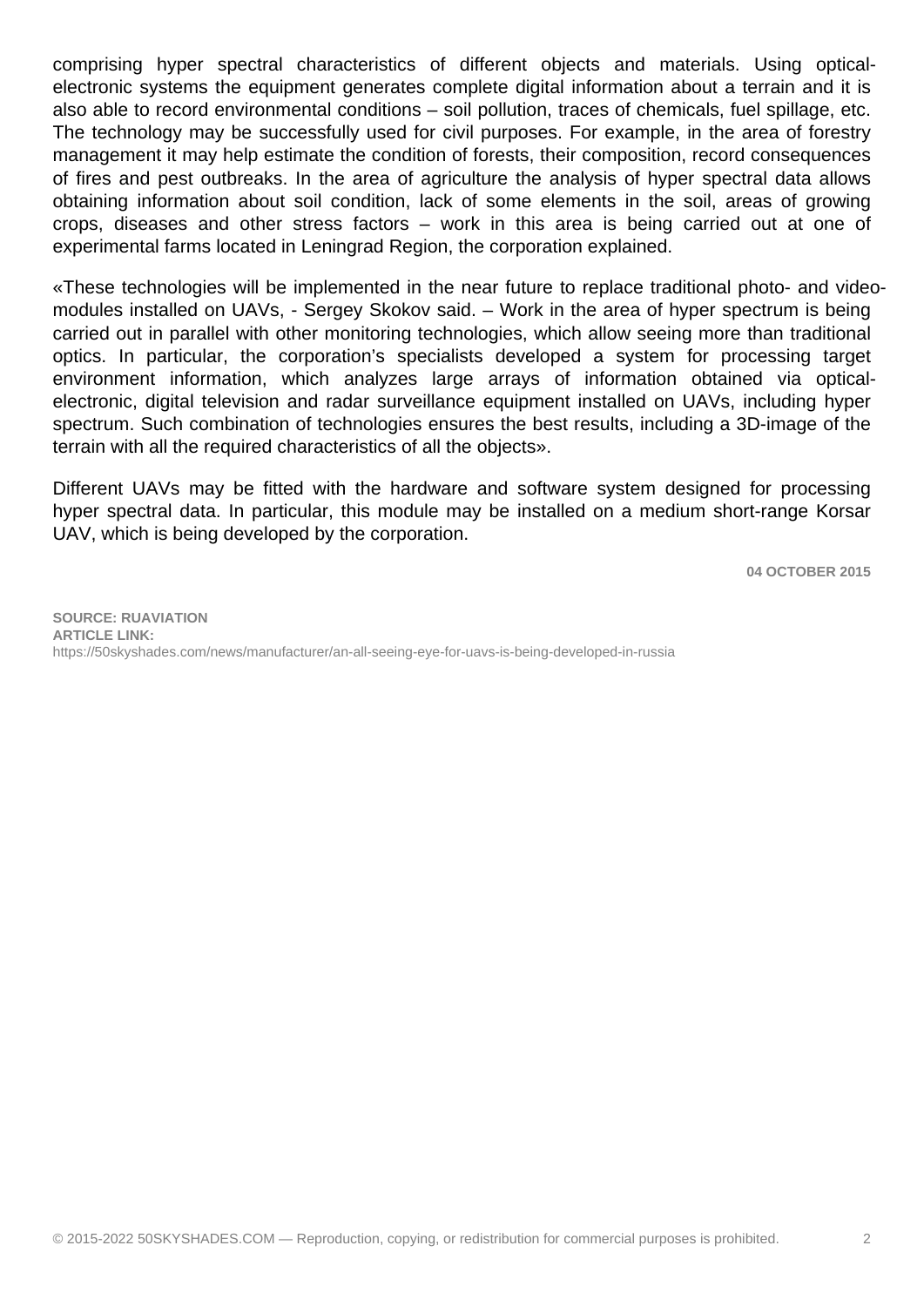comprising hyper spectral characteristics of different objects and materials. Using optical-electronic systems the equipment generates complete digital information about a terrain and it is also able to record environmental conditions – soil pollution, traces of chemicals, fuel spillage, etc. The technology may be successfully used for civil purposes. For example, in the area of forestry management it may help estimate the condition of forests, their composition, record consequences of fires and pest outbreaks. In the area of agriculture the analysis of hyper spectral data allows obtaining information about soil condition, lack of some elements in the soil, areas of growing crops, diseases and other stress factors – work in this area is being carried out at one of experimental farms located in Leningrad Region, the corporation explained.

«These technologies will be implemented in the near future to replace traditional photo- and video-modules installed on UAVs, - Sergey Skokov said. – Work in the area of hyper spectrum is being carried out in parallel with other monitoring technologies, which allow seeing more than traditional optics. In particular, the corporation's specialists developed a system for processing target environment information, which analyzes large arrays of information obtained via optical-electronic, digital television and radar surveillance equipment installed on UAVs, including hyper spectrum. Such combination of technologies ensures the best results, including a 3D-image of the terrain with all the required characteristics of all the objects».

Different UAVs may be fitted with the hardware and software system designed for processing hyper spectral data. In particular, this module may be installed on a medium short-range Korsar UAV, which is being developed by the corporation.

**04 OCTOBER 2015**

**SOURCE: RUAVIATION**
**ARTICLE LINK:**
https://50skyshades.com/news/manufacturer/an-all-seeing-eye-for-uavs-is-being-developed-in-russia

© 2015-2022 50SKYSHADES.COM — Reproduction, copying, or redistribution for commercial purposes is prohibited.